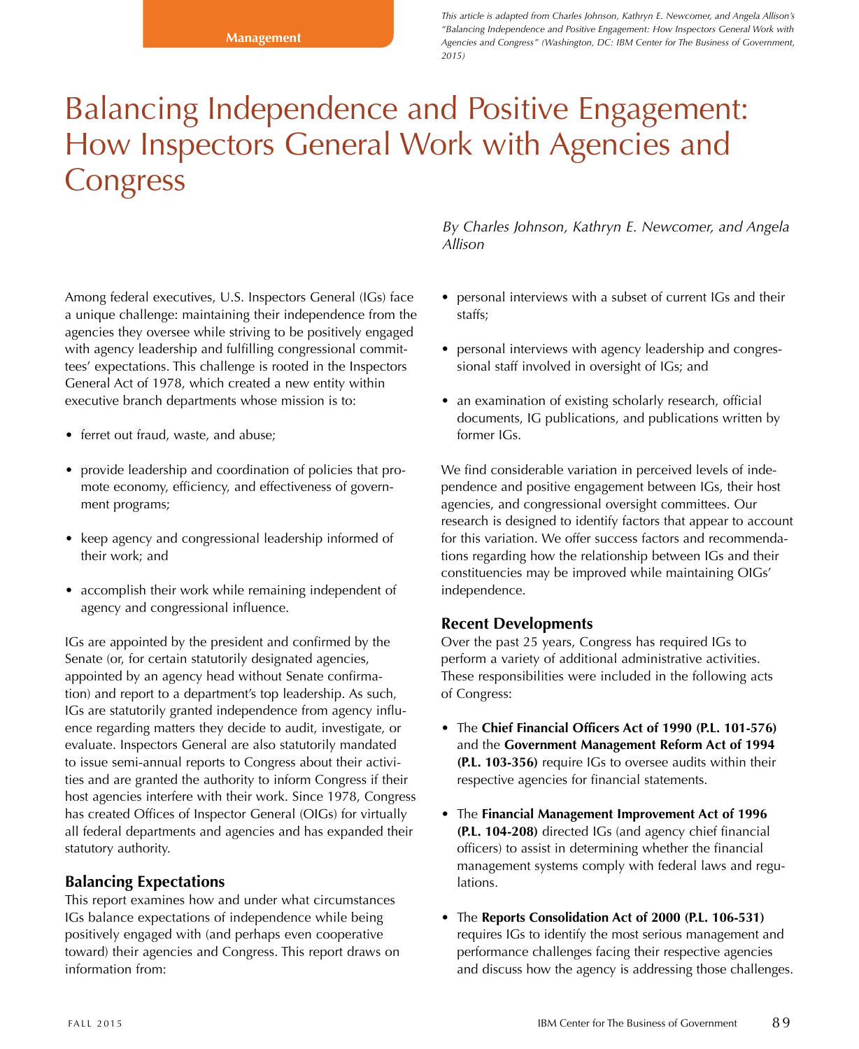Management

*This article is adapted from Charles Johnson, Kathryn E. Newcomer, and Angela Allison's "Balancing Independence and Positive Engagement: How Inspectors General Work with Agencies and Congress" (Washington, DC: IBM Center for The Business of Government, 2015)*

# Balancing Independence and Positive Engagement: How Inspectors General Work with Agencies and Congress

*By Charles Johnson, Kathryn E. Newcomer, and Angela Allison*

Among federal executives, U.S. Inspectors General (IGs) face a unique challenge: maintaining their independence from the agencies they oversee while striving to be positively engaged with agency leadership and fulfilling congressional committees' expectations. This challenge is rooted in the Inspectors General Act of 1978, which created a new entity within executive branch departments whose mission is to:

- ferret out fraud, waste, and abuse;
- provide leadership and coordination of policies that promote economy, efficiency, and effectiveness of government programs;
- keep agency and congressional leadership informed of their work; and
- accomplish their work while remaining independent of agency and congressional influence.

IGs are appointed by the president and confirmed by the Senate (or, for certain statutorily designated agencies, appointed by an agency head without Senate confirmation) and report to a department's top leadership. As such, IGs are statutorily granted independence from agency influence regarding matters they decide to audit, investigate, or evaluate. Inspectors General are also statutorily mandated to issue semi-annual reports to Congress about their activities and are granted the authority to inform Congress if their host agencies interfere with their work. Since 1978, Congress has created Offices of Inspector General (OIGs) for virtually all federal departments and agencies and has expanded their statutory authority.

## Balancing Expectations

This report examines how and under what circumstances IGs balance expectations of independence while being positively engaged with (and perhaps even cooperative toward) their agencies and Congress. This report draws on information from:

- personal interviews with a subset of current IGs and their staffs;
- personal interviews with agency leadership and congressional staff involved in oversight of IGs; and
- an examination of existing scholarly research, official documents, IG publications, and publications written by former IGs.

We find considerable variation in perceived levels of independence and positive engagement between IGs, their host agencies, and congressional oversight committees. Our research is designed to identify factors that appear to account for this variation. We offer success factors and recommendations regarding how the relationship between IGs and their constituencies may be improved while maintaining OIGs' independence.

## Recent Developments

Over the past 25 years, Congress has required IGs to perform a variety of additional administrative activities. These responsibilities were included in the following acts of Congress:

- The **Chief Financial Officers Act of 1990 (P.L. 101-576)** and the **Government Management Reform Act of 1994 (P.L. 103-356)** require IGs to oversee audits within their respective agencies for financial statements.
- The **Financial Management Improvement Act of 1996 (P.L. 104-208)** directed IGs (and agency chief financial officers) to assist in determining whether the financial management systems comply with federal laws and regulations.
- The **Reports Consolidation Act of 2000 (P.L. 106-531)** requires IGs to identify the most serious management and performance challenges facing their respective agencies and discuss how the agency is addressing those challenges.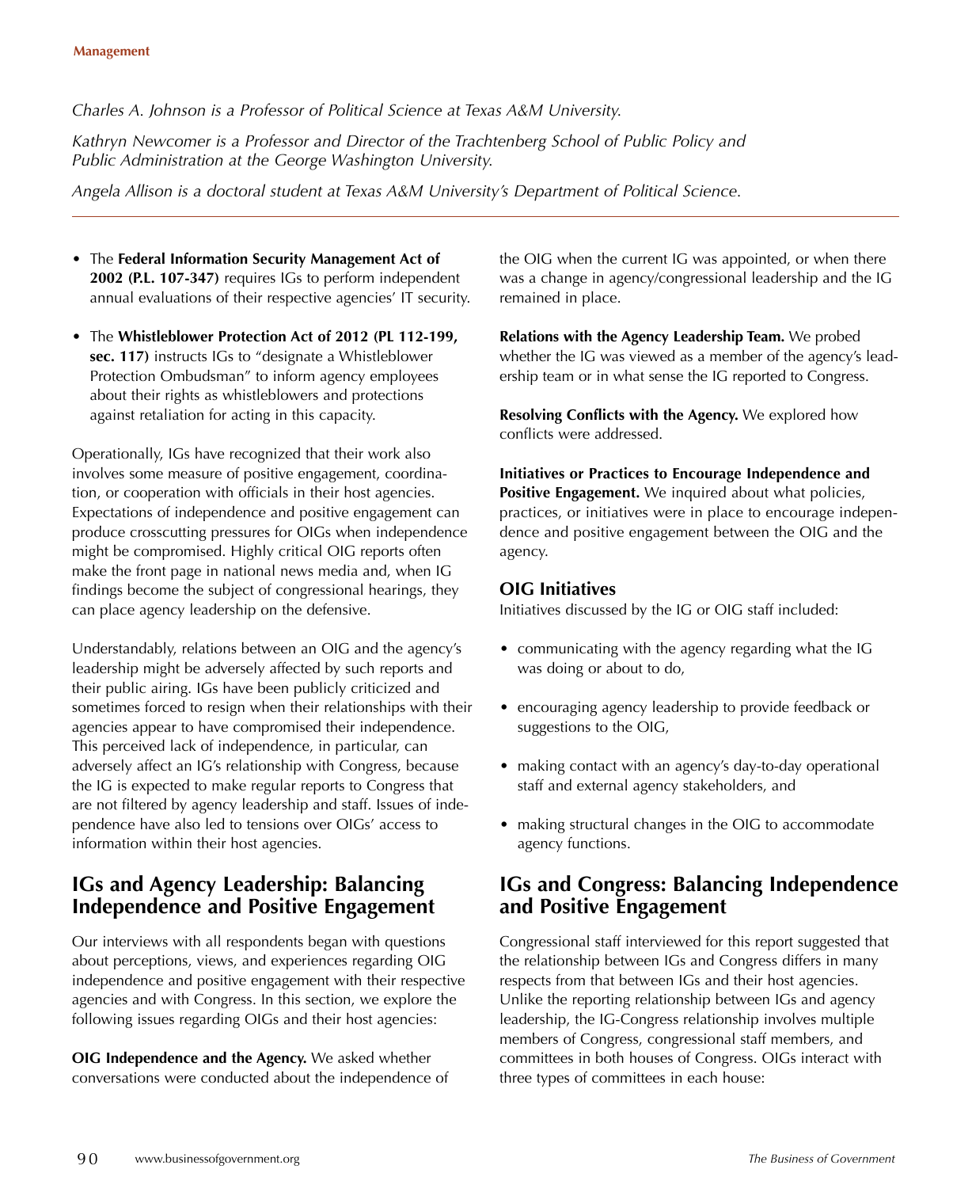*Charles A. Johnson is a Professor of Political Science at Texas A&M University.*

*Kathryn Newcomer is a Professor and Director of the Trachtenberg School of Public Policy and Public Administration at the George Washington University.*

*Angela Allison is a doctoral student at Texas A&M University's Department of Political Science.*

---

- The **Federal Information Security Management Act of 2002 (P.L. 107-347)** requires IGs to perform independent annual evaluations of their respective agencies' IT security.
- The **Whistleblower Protection Act of 2012 (PL 112-199, sec. 117)** instructs IGs to "designate a Whistleblower Protection Ombudsman" to inform agency employees about their rights as whistleblowers and protections against retaliation for acting in this capacity.

Operationally, IGs have recognized that their work also involves some measure of positive engagement, coordination, or cooperation with officials in their host agencies. Expectations of independence and positive engagement can produce crosscutting pressures for OIGs when independence might be compromised. Highly critical OIG reports often make the front page in national news media and, when IG findings become the subject of congressional hearings, they can place agency leadership on the defensive.

Understandably, relations between an OIG and the agency's leadership might be adversely affected by such reports and their public airing. IGs have been publicly criticized and sometimes forced to resign when their relationships with their agencies appear to have compromised their independence. This perceived lack of independence, in particular, can adversely affect an IG's relationship with Congress, because the IG is expected to make regular reports to Congress that are not filtered by agency leadership and staff. Issues of independence have also led to tensions over OIGs' access to information within their host agencies.

## IGs and Agency Leadership: Balancing Independence and Positive Engagement

Our interviews with all respondents began with questions about perceptions, views, and experiences regarding OIG independence and positive engagement with their respective agencies and with Congress. In this section, we explore the following issues regarding OIGs and their host agencies:

**OIG Independence and the Agency.** We asked whether conversations were conducted about the independence of the OIG when the current IG was appointed, or when there was a change in agency/congressional leadership and the IG remained in place.

**Relations with the Agency Leadership Team.** We probed whether the IG was viewed as a member of the agency's leadership team or in what sense the IG reported to Congress.

**Resolving Conflicts with the Agency.** We explored how conflicts were addressed.

**Initiatives or Practices to Encourage Independence and Positive Engagement.** We inquired about what policies, practices, or initiatives were in place to encourage independence and positive engagement between the OIG and the agency.

### OIG Initiatives

Initiatives discussed by the IG or OIG staff included:

- communicating with the agency regarding what the IG was doing or about to do,
- encouraging agency leadership to provide feedback or suggestions to the OIG,
- making contact with an agency's day-to-day operational staff and external agency stakeholders, and
- making structural changes in the OIG to accommodate agency functions.

## IGs and Congress: Balancing Independence and Positive Engagement

Congressional staff interviewed for this report suggested that the relationship between IGs and Congress differs in many respects from that between IGs and their host agencies. Unlike the reporting relationship between IGs and agency leadership, the IG-Congress relationship involves multiple members of Congress, congressional staff members, and committees in both houses of Congress. OIGs interact with three types of committees in each house: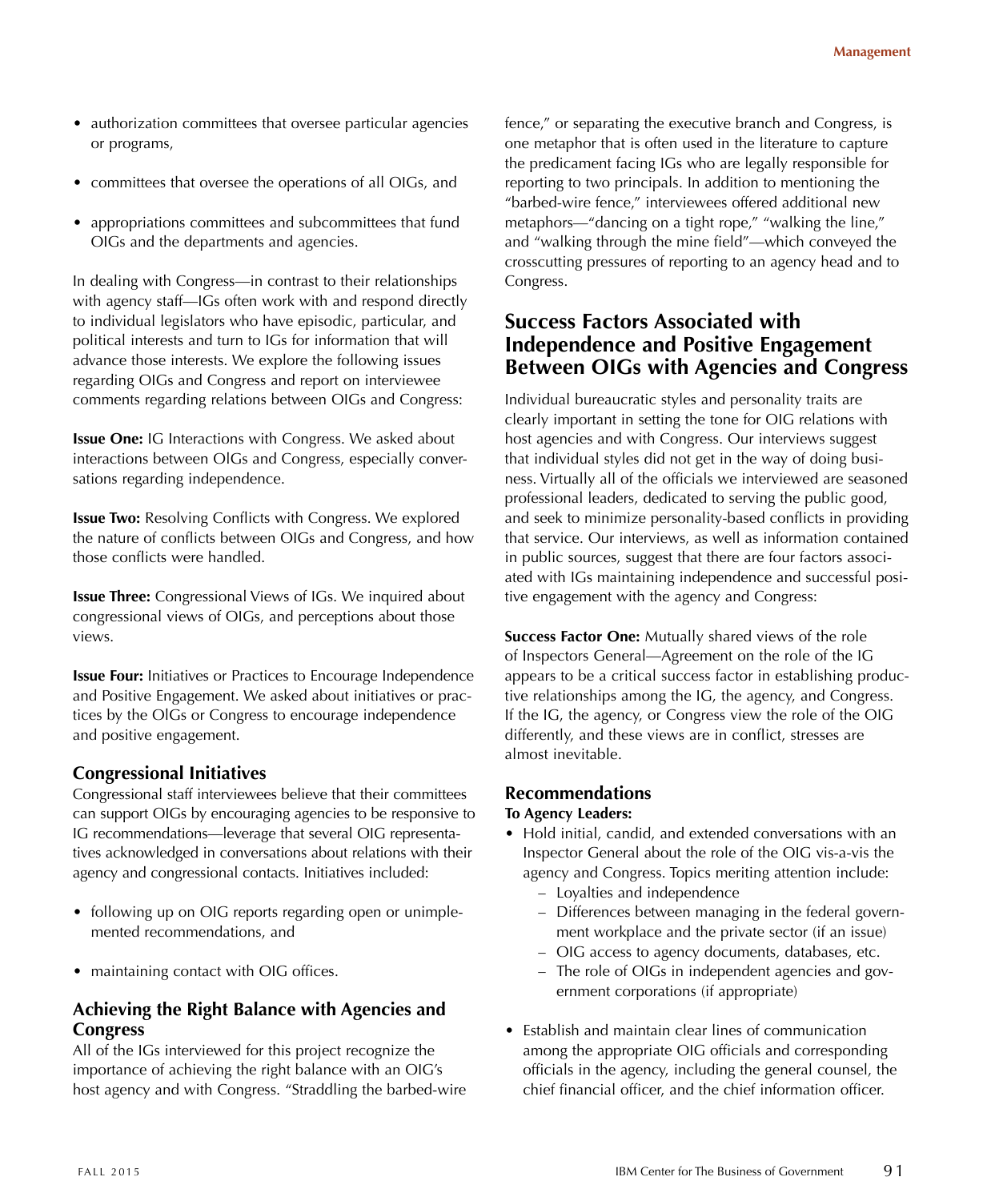- authorization committees that oversee particular agencies or programs,
- committees that oversee the operations of all OIGs, and
- appropriations committees and subcommittees that fund OIGs and the departments and agencies.

In dealing with Congress—in contrast to their relationships with agency staff—IGs often work with and respond directly to individual legislators who have episodic, particular, and political interests and turn to IGs for information that will advance those interests. We explore the following issues regarding OIGs and Congress and report on interviewee comments regarding relations between OIGs and Congress:

**Issue One:** IG Interactions with Congress. We asked about interactions between OIGs and Congress, especially conversations regarding independence.

**Issue Two:** Resolving Conflicts with Congress. We explored the nature of conflicts between OIGs and Congress, and how those conflicts were handled.

**Issue Three:** Congressional Views of IGs. We inquired about congressional views of OIGs, and perceptions about those views.

**Issue Four:** Initiatives or Practices to Encourage Independence and Positive Engagement. We asked about initiatives or practices by the OIGs or Congress to encourage independence and positive engagement.

### Congressional Initiatives

Congressional staff interviewees believe that their committees can support OIGs by encouraging agencies to be responsive to IG recommendations—leverage that several OIG representatives acknowledged in conversations about relations with their agency and congressional contacts. Initiatives included:

- following up on OIG reports regarding open or unimplemented recommendations, and
- maintaining contact with OIG offices.

### Achieving the Right Balance with Agencies and Congress

All of the IGs interviewed for this project recognize the importance of achieving the right balance with an OIG's host agency and with Congress. "Straddling the barbed-wire fence," or separating the executive branch and Congress, is one metaphor that is often used in the literature to capture the predicament facing IGs who are legally responsible for reporting to two principals. In addition to mentioning the "barbed-wire fence," interviewees offered additional new metaphors—"dancing on a tight rope," "walking the line," and "walking through the mine field"—which conveyed the crosscutting pressures of reporting to an agency head and to Congress.

## Success Factors Associated with Independence and Positive Engagement Between OIGs with Agencies and Congress

Individual bureaucratic styles and personality traits are clearly important in setting the tone for OIG relations with host agencies and with Congress. Our interviews suggest that individual styles did not get in the way of doing business. Virtually all of the officials we interviewed are seasoned professional leaders, dedicated to serving the public good, and seek to minimize personality-based conflicts in providing that service. Our interviews, as well as information contained in public sources, suggest that there are four factors associated with IGs maintaining independence and successful positive engagement with the agency and Congress:

**Success Factor One:** Mutually shared views of the role of Inspectors General—Agreement on the role of the IG appears to be a critical success factor in establishing productive relationships among the IG, the agency, and Congress. If the IG, the agency, or Congress view the role of the OIG differently, and these views are in conflict, stresses are almost inevitable.

### Recommendations

**To Agency Leaders:**

- Hold initial, candid, and extended conversations with an Inspector General about the role of the OIG vis-a-vis the agency and Congress. Topics meriting attention include:
  - Loyalties and independence
  - Differences between managing in the federal government workplace and the private sector (if an issue)
  - OIG access to agency documents, databases, etc.
  - The role of OIGs in independent agencies and government corporations (if appropriate)
- Establish and maintain clear lines of communication among the appropriate OIG officials and corresponding officials in the agency, including the general counsel, the chief financial officer, and the chief information officer.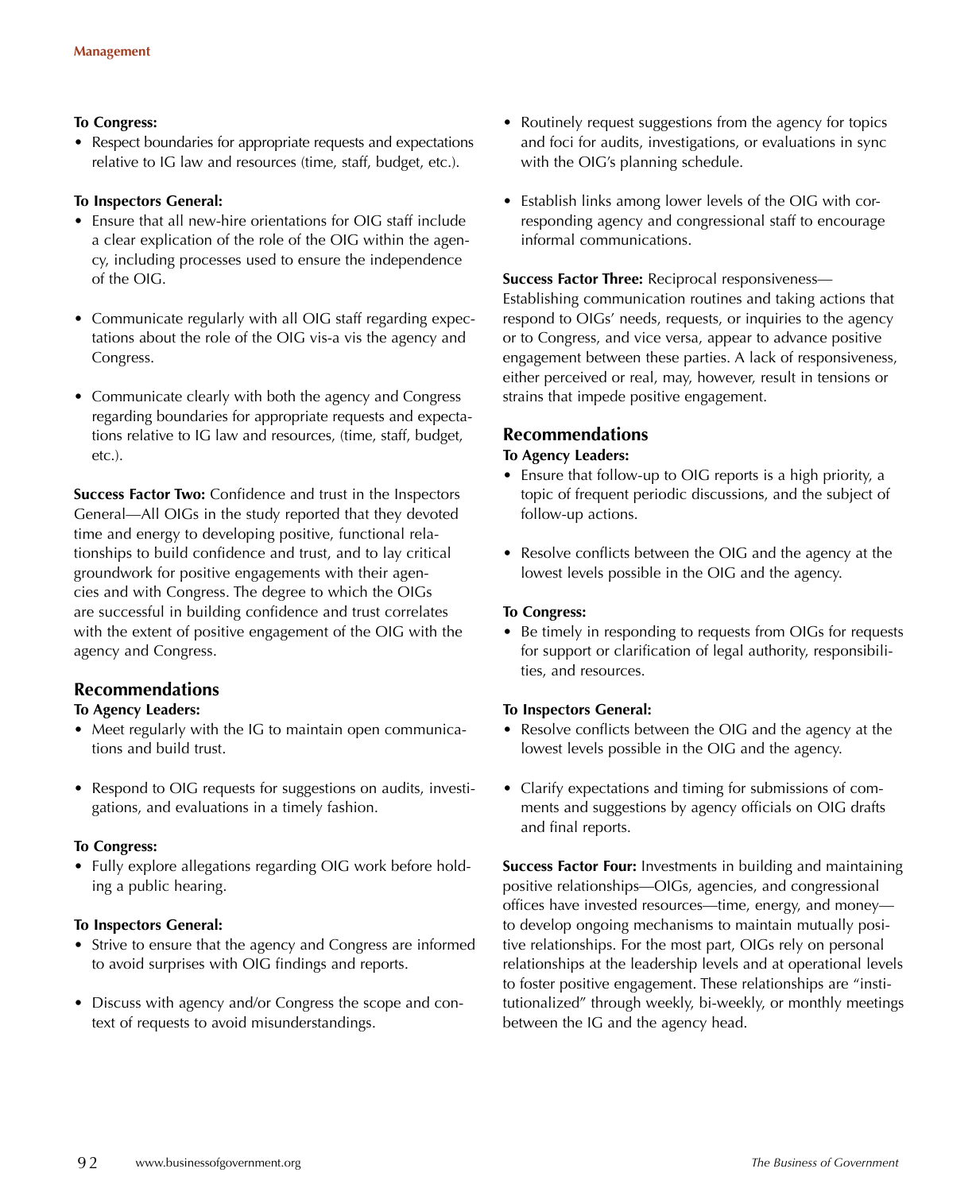**To Congress:**

- Respect boundaries for appropriate requests and expectations relative to IG law and resources (time, staff, budget, etc.).

**To Inspectors General:**

- Ensure that all new-hire orientations for OIG staff include a clear explication of the role of the OIG within the agency, including processes used to ensure the independence of the OIG.
- Communicate regularly with all OIG staff regarding expectations about the role of the OIG vis-a vis the agency and Congress.
- Communicate clearly with both the agency and Congress regarding boundaries for appropriate requests and expectations relative to IG law and resources, (time, staff, budget, etc.).

**Success Factor Two:** Confidence and trust in the Inspectors General—All OIGs in the study reported that they devoted time and energy to developing positive, functional relationships to build confidence and trust, and to lay critical groundwork for positive engagements with their agencies and with Congress. The degree to which the OIGs are successful in building confidence and trust correlates with the extent of positive engagement of the OIG with the agency and Congress.

## Recommendations

**To Agency Leaders:**

- Meet regularly with the IG to maintain open communications and build trust.
- Respond to OIG requests for suggestions on audits, investigations, and evaluations in a timely fashion.

**To Congress:**

- Fully explore allegations regarding OIG work before holding a public hearing.

**To Inspectors General:**

- Strive to ensure that the agency and Congress are informed to avoid surprises with OIG findings and reports.
- Discuss with agency and/or Congress the scope and context of requests to avoid misunderstandings.
- Routinely request suggestions from the agency for topics and foci for audits, investigations, or evaluations in sync with the OIG's planning schedule.
- Establish links among lower levels of the OIG with corresponding agency and congressional staff to encourage informal communications.

**Success Factor Three:** Reciprocal responsiveness—Establishing communication routines and taking actions that respond to OIGs' needs, requests, or inquiries to the agency or to Congress, and vice versa, appear to advance positive engagement between these parties. A lack of responsiveness, either perceived or real, may, however, result in tensions or strains that impede positive engagement.

## Recommendations

**To Agency Leaders:**

- Ensure that follow-up to OIG reports is a high priority, a topic of frequent periodic discussions, and the subject of follow-up actions.
- Resolve conflicts between the OIG and the agency at the lowest levels possible in the OIG and the agency.

**To Congress:**

- Be timely in responding to requests from OIGs for requests for support or clarification of legal authority, responsibilities, and resources.

**To Inspectors General:**

- Resolve conflicts between the OIG and the agency at the lowest levels possible in the OIG and the agency.
- Clarify expectations and timing for submissions of comments and suggestions by agency officials on OIG drafts and final reports.

**Success Factor Four:** Investments in building and maintaining positive relationships—OIGs, agencies, and congressional offices have invested resources—time, energy, and money—to develop ongoing mechanisms to maintain mutually positive relationships. For the most part, OIGs rely on personal relationships at the leadership levels and at operational levels to foster positive engagement. These relationships are "institutionalized" through weekly, bi-weekly, or monthly meetings between the IG and the agency head.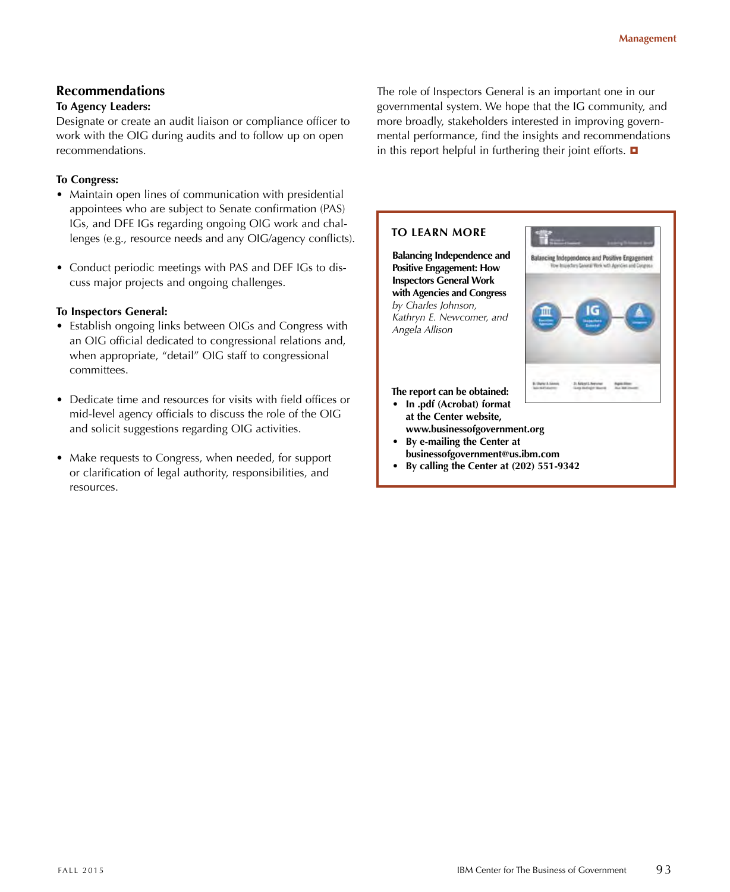## Recommendations

**To Agency Leaders:**

Designate or create an audit liaison or compliance officer to work with the OIG during audits and to follow up on open recommendations.

**To Congress:**

- Maintain open lines of communication with presidential appointees who are subject to Senate confirmation (PAS) IGs, and DFE IGs regarding ongoing OIG work and challenges (e.g., resource needs and any OIG/agency conflicts).
- Conduct periodic meetings with PAS and DEF IGs to discuss major projects and ongoing challenges.

**To Inspectors General:**

- Establish ongoing links between OIGs and Congress with an OIG official dedicated to congressional relations and, when appropriate, "detail" OIG staff to congressional committees.
- Dedicate time and resources for visits with field offices or mid-level agency officials to discuss the role of the OIG and solicit suggestions regarding OIG activities.
- Make requests to Congress, when needed, for support or clarification of legal authority, responsibilities, and resources.

The role of Inspectors General is an important one in our governmental system. We hope that the IG community, and more broadly, stakeholders interested in improving governmental performance, find the insights and recommendations in this report helpful in furthering their joint efforts.

### TO LEARN MORE

**Balancing Independence and Positive Engagement: How Inspectors General Work with Agencies and Congress**
*by Charles Johnson, Kathryn E. Newcomer, and Angela Allison*

**The report can be obtained:**

- **In .pdf (Acrobat) format at the Center website, www.businessofgovernment.org**
- **By e-mailing the Center at businessofgovernment@us.ibm.com**
- **By calling the Center at (202) 551-9342**